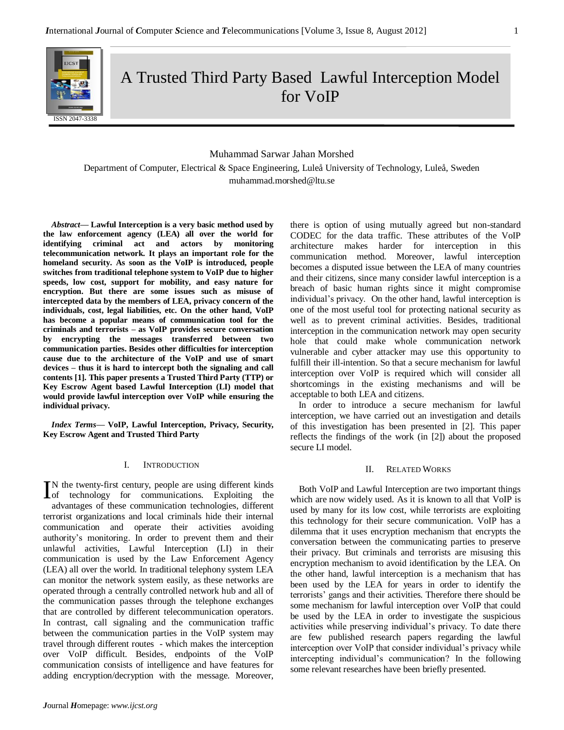# A Trusted Third Party Based Lawful Interception Model for VoIP

Muhammad Sarwar Jahan Morshed

Department of Computer, Electrical & Space Engineering, Luleå University of Technology, Luleå, Sweden

muhammad.morshed@ltu.se

***Abstract*— Lawful Interception is a very basic method used by the law enforcement agency (LEA) all over the world for identifying criminal act and actors by monitoring telecommunication network. It plays an important role for the homeland security. As soon as the VoIP is introduced, people switches from traditional telephone system to VoIP due to higher speeds, low cost, support for mobility, and easy nature for encryption. But there are some issues such as misuse of intercepted data by the members of LEA, privacy concern of the individuals, cost, legal liabilities, etc. On the other hand, VoIP has become a popular means of communication tool for the criminals and terrorists – as VoIP provides secure conversation by encrypting the messages transferred between two communication parties. Besides other difficulties for interception cause due to the architecture of the VoIP and use of smart devices – thus it is hard to intercept both the signaling and call contents [1]. This paper presents a Trusted Third Party (TTP) or Key Escrow Agent based Lawful Interception (LI) model that would provide lawful interception over VoIP while ensuring the individual privacy.**

***Index Terms*— VoIP, Lawful Interception, Privacy, Security, Key Escrow Agent and Trusted Third Party**

## I. Introduction

In the twenty-first century, people are using different kinds of technology for communications. Exploiting the advantages of these communication technologies, different terrorist organizations and local criminals hide their internal communication and operate their activities avoiding authority's monitoring. In order to prevent them and their unlawful activities, Lawful Interception (LI) in their communication is used by the Law Enforcement Agency (LEA) all over the world. In traditional telephony system LEA can monitor the network system easily, as these networks are operated through a centrally controlled network hub and all of the communication passes through the telephone exchanges that are controlled by different telecommunication operators. In contrast, call signaling and the communication traffic between the communication parties in the VoIP system may travel through different routes - which makes the interception over VoIP difficult. Besides, endpoints of the VoIP communication consists of intelligence and have features for adding encryption/decryption with the message. Moreover, there is option of using mutually agreed but non-standard CODEC for the data traffic. These attributes of the VoIP architecture makes harder for interception in this communication method. Moreover, lawful interception becomes a disputed issue between the LEA of many countries and their citizens, since many consider lawful interception is a breach of basic human rights since it might compromise individual's privacy. On the other hand, lawful interception is one of the most useful tool for protecting national security as well as to prevent criminal activities. Besides, traditional interception in the communication network may open security hole that could make whole communication network vulnerable and cyber attacker may use this opportunity to fulfill their ill-intention. So that a secure mechanism for lawful interception over VoIP is required which will consider all shortcomings in the existing mechanisms and will be acceptable to both LEA and citizens.

In order to introduce a secure mechanism for lawful interception, we have carried out an investigation and details of this investigation has been presented in [2]. This paper reflects the findings of the work (in [2]) about the proposed secure LI model.

## II. Related Works

Both VoIP and Lawful Interception are two important things which are now widely used. As it is known to all that VoIP is used by many for its low cost, while terrorists are exploiting this technology for their secure communication. VoIP has a dilemma that it uses encryption mechanism that encrypts the conversation between the communicating parties to preserve their privacy. But criminals and terrorists are misusing this encryption mechanism to avoid identification by the LEA. On the other hand, lawful interception is a mechanism that has been used by the LEA for years in order to identify the terrorists' gangs and their activities. Therefore there should be some mechanism for lawful interception over VoIP that could be used by the LEA in order to investigate the suspicious activities while preserving individual's privacy. To date there are few published research papers regarding the lawful interception over VoIP that consider individual's privacy while intercepting individual's communication? In the following some relevant researches have been briefly presented.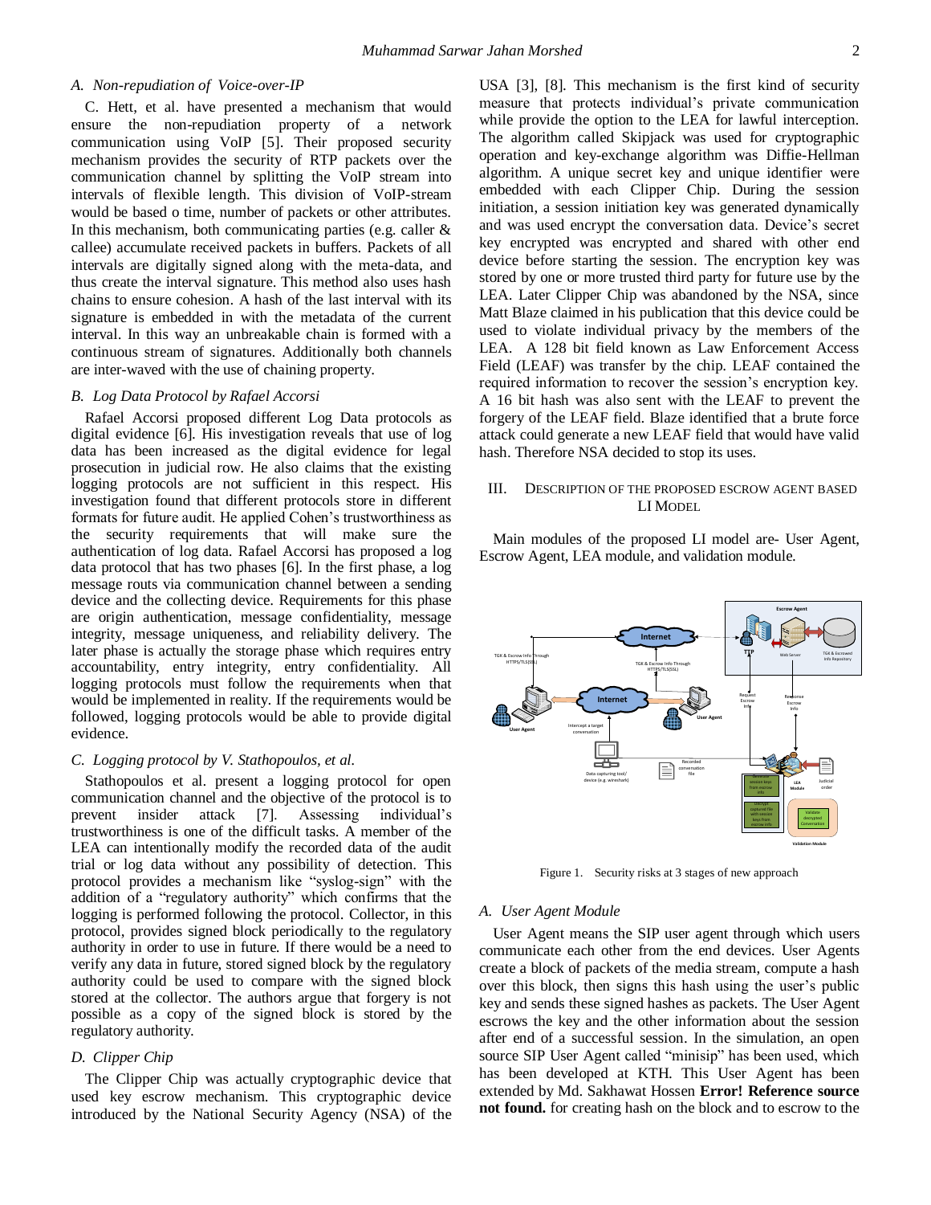## A. Non-repudiation of Voice-over-IP

C. Hett, et al. have presented a mechanism that would ensure the non-repudiation property of a network communication using VoIP [5]. Their proposed security mechanism provides the security of RTP packets over the communication channel by splitting the VoIP stream into intervals of flexible length. This division of VoIP-stream would be based o time, number of packets or other attributes. In this mechanism, both communicating parties (e.g. caller & callee) accumulate received packets in buffers. Packets of all intervals are digitally signed along with the meta-data, and thus create the interval signature. This method also uses hash chains to ensure cohesion. A hash of the last interval with its signature is embedded in with the metadata of the current interval. In this way an unbreakable chain is formed with a continuous stream of signatures. Additionally both channels are inter-waved with the use of chaining property.

## B. Log Data Protocol by Rafael Accorsi

Rafael Accorsi proposed different Log Data protocols as digital evidence [6]. His investigation reveals that use of log data has been increased as the digital evidence for legal prosecution in judicial row. He also claims that the existing logging protocols are not sufficient in this respect. His investigation found that different protocols store in different formats for future audit. He applied Cohen's trustworthiness as the security requirements that will make sure the authentication of log data. Rafael Accorsi has proposed a log data protocol that has two phases [6]. In the first phase, a log message routs via communication channel between a sending device and the collecting device. Requirements for this phase are origin authentication, message confidentiality, message integrity, message uniqueness, and reliability delivery. The later phase is actually the storage phase which requires entry accountability, entry integrity, entry confidentiality. All logging protocols must follow the requirements when that would be implemented in reality. If the requirements would be followed, logging protocols would be able to provide digital evidence.

## C. Logging protocol by V. Stathopoulos, et al.

Stathopoulos et al. present a logging protocol for open communication channel and the objective of the protocol is to prevent insider attack [7]. Assessing individual's trustworthiness is one of the difficult tasks. A member of the LEA can intentionally modify the recorded data of the audit trial or log data without any possibility of detection. This protocol provides a mechanism like "syslog-sign" with the addition of a "regulatory authority" which confirms that the logging is performed following the protocol. Collector, in this protocol, provides signed block periodically to the regulatory authority in order to use in future. If there would be a need to verify any data in future, stored signed block by the regulatory authority could be used to compare with the signed block stored at the collector. The authors argue that forgery is not possible as a copy of the signed block is stored by the regulatory authority.

## D. Clipper Chip

The Clipper Chip was actually cryptographic device that used key escrow mechanism. This cryptographic device introduced by the National Security Agency (NSA) of the USA [3], [8]. This mechanism is the first kind of security measure that protects individual's private communication while provide the option to the LEA for lawful interception. The algorithm called Skipjack was used for cryptographic operation and key-exchange algorithm was Diffie-Hellman algorithm. A unique secret key and unique identifier were embedded with each Clipper Chip. During the session initiation, a session initiation key was generated dynamically and was used encrypt the conversation data. Device's secret key encrypted was encrypted and shared with other end device before starting the session. The encryption key was stored by one or more trusted third party for future use by the LEA. Later Clipper Chip was abandoned by the NSA, since Matt Blaze claimed in his publication that this device could be used to violate individual privacy by the members of the LEA. A 128 bit field known as Law Enforcement Access Field (LEAF) was transfer by the chip. LEAF contained the required information to recover the session's encryption key. A 16 bit hash was also sent with the LEAF to prevent the forgery of the LEAF field. Blaze identified that a brute force attack could generate a new LEAF field that would have valid hash. Therefore NSA decided to stop its uses.

# III. Description of the Proposed Escrow Agent Based LI Model

Main modules of the proposed LI model are- User Agent, Escrow Agent, LEA module, and validation module.

Figure 1. Security risks at 3 stages of new approach

## A. User Agent Module

User Agent means the SIP user agent through which users communicate each other from the end devices. User Agents create a block of packets of the media stream, compute a hash over this block, then signs this hash using the user's public key and sends these signed hashes as packets. The User Agent escrows the key and the other information about the session after end of a successful session. In the simulation, an open source SIP User Agent called "minisip" has been used, which has been developed at KTH. This User Agent has been extended by Md. Sakhawat Hossen **Error! Reference source not found.** for creating hash on the block and to escrow to the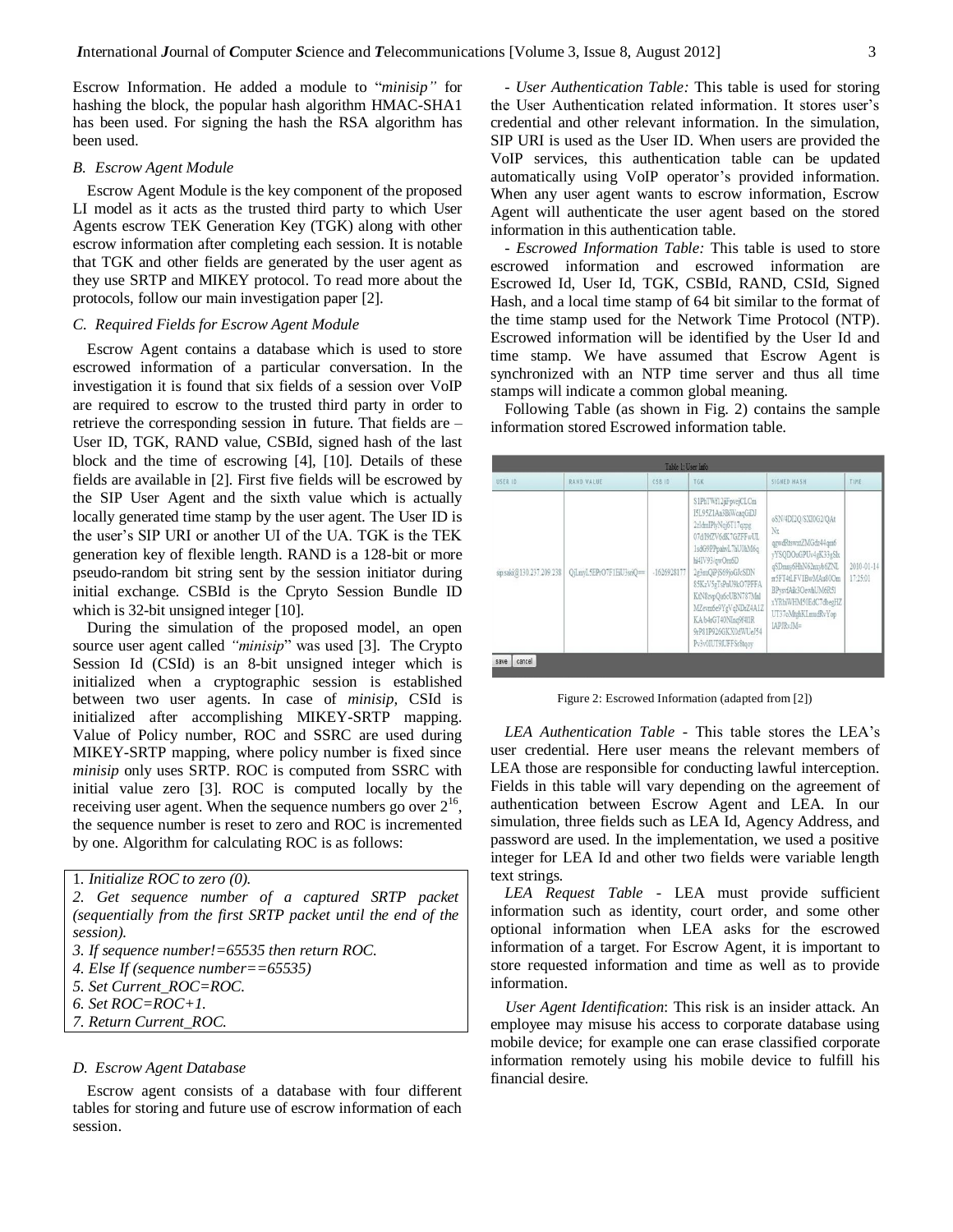Escrow Information. He added a module to "*minisip"* for hashing the block, the popular hash algorithm HMAC-SHA1 has been used. For signing the hash the RSA algorithm has been used.

### *B. Escrow Agent Module*

Escrow Agent Module is the key component of the proposed LI model as it acts as the trusted third party to which User Agents escrow TEK Generation Key (TGK) along with other escrow information after completing each session. It is notable that TGK and other fields are generated by the user agent as they use SRTP and MIKEY protocol. To read more about the protocols, follow our main investigation paper [2].

### *C. Required Fields for Escrow Agent Module*

Escrow Agent contains a database which is used to store escrowed information of a particular conversation. In the investigation it is found that six fields of a session over VoIP are required to escrow to the trusted third party in order to retrieve the corresponding session in future. That fields are – User ID, TGK, RAND value, CSBId, signed hash of the last block and the time of escrowing [4], [10]. Details of these fields are available in [2]. First five fields will be escrowed by the SIP User Agent and the sixth value which is actually locally generated time stamp by the user agent. The User ID is the user's SIP URI or another UI of the UA. TGK is the TEK generation key of flexible length. RAND is a 128-bit or more pseudo-random bit string sent by the session initiator during initial exchange. CSBId is the Cpryto Session Bundle ID which is 32-bit unsigned integer [10].

During the simulation of the proposed model, an open source user agent called *"minisip"* was used [3]. The Crypto Session Id (CSId) is an 8-bit unsigned integer which is initialized when a cryptographic session is established between two user agents. In case of *minisip*, CSId is initialized after accomplishing MIKEY-SRTP mapping. Value of Policy number, ROC and SSRC are used during MIKEY-SRTP mapping, where policy number is fixed since *minisip* only uses SRTP. ROC is computed from SSRC with initial value zero [3]. ROC is computed locally by the receiving user agent. When the sequence numbers go over $2^{16}$, the sequence number is reset to zero and ROC is incremented by one. Algorithm for calculating ROC is as follows:

1. *Initialize ROC to zero (0).*
2. *Get sequence number of a captured SRTP packet (sequentially from the first SRTP packet until the end of the session).*
3. *If sequence number!=65535 then return ROC.*
4. *Else If (sequence number==65535)*
5. *Set Current_ROC=ROC.*
6. *Set ROC=ROC+1.*
7. *Return Current_ROC.*

### *D. Escrow Agent Database*

Escrow agent consists of a database with four different tables for storing and future use of escrow information of each session.

- *User Authentication Table:* This table is used for storing the User Authentication related information. It stores user's credential and other relevant information. In the simulation, SIP URI is used as the User ID. When users are provided the VoIP services, this authentication table can be updated automatically using VoIP operator's provided information. When any user agent wants to escrow information, Escrow Agent will authenticate the user agent based on the stored information in this authentication table.

- *Escrowed Information Table:* This table is used to store escrowed information and escrowed information are Escrowed Id, User Id, TGK, CSBId, RAND, CSId, Signed Hash, and a local time stamp of 64 bit similar to the format of the time stamp used for the Network Time Protocol (NTP). Escrowed information will be identified by the User Id and time stamp. We have assumed that Escrow Agent is synchronized with an NTP time server and thus all time stamps will indicate a common global meaning.

Following Table (as shown in Fig. 2) contains the sample information stored Escrowed information table.

Table 1: User Info

| USER ID | RAND VALUE | CSB ID | TGK | SIGNED HASH | TIME |
|---|---|---|---|---|---|
| sip:saki@130.237.209.238 | QjLmyL5EPrO7F1EU5mQ== | -1626928177 | S1PbTWFi2jFpvejCLCmI5L95Z1An3BiWcaqGDJ2zldmIPbNqj6T17qzpg07d19tZV6dK7GZFFwUL1sd69PPpalwL7hUJ0kM6qhHIV93/qwOm6D2g3mQPjS69joGIcSDN85KzV5gTsPnU9kO7PPFAKtN8zvpQa6cUBN787MnlMZevmfe9YgVqNDcZ4A1ZKAfs4eGT40NImg9f4lRSrP81P926GKX0dWUeJ54Pv5v0IUT9UFFSr8tqoy | oSN4DI2Q/SXI0G2/QAtNz qgwdBtsvnZMGdx44qm6yYSQDOsGPUv4gK33gSkqSDmny6HhN62nzyb6ZNLm5FT4tLFV1BwMAa8OOmBPysv6Ak3OewhIJM6R5xYRhWHM50EdC7dbegHZUT37oMtghKLmndRvYopIAPJRvJM= | 2010-01-14 17:25:01 |

save cancel

Figure 2: Escrowed Information (adapted from [2])

*LEA Authentication Table* - This table stores the LEA's user credential. Here user means the relevant members of LEA those are responsible for conducting lawful interception. Fields in this table will vary depending on the agreement of authentication between Escrow Agent and LEA. In our simulation, three fields such as LEA Id, Agency Address, and password are used. In the implementation, we used a positive integer for LEA Id and other two fields were variable length text strings.

*LEA Request Table* - LEA must provide sufficient information such as identity, court order, and some other optional information when LEA asks for the escrowed information of a target. For Escrow Agent, it is important to store requested information and time as well as to provide information.

*User Agent Identification*: This risk is an insider attack. An employee may misuse his access to corporate database using mobile device; for example one can erase classified corporate information remotely using his mobile device to fulfill his financial desire.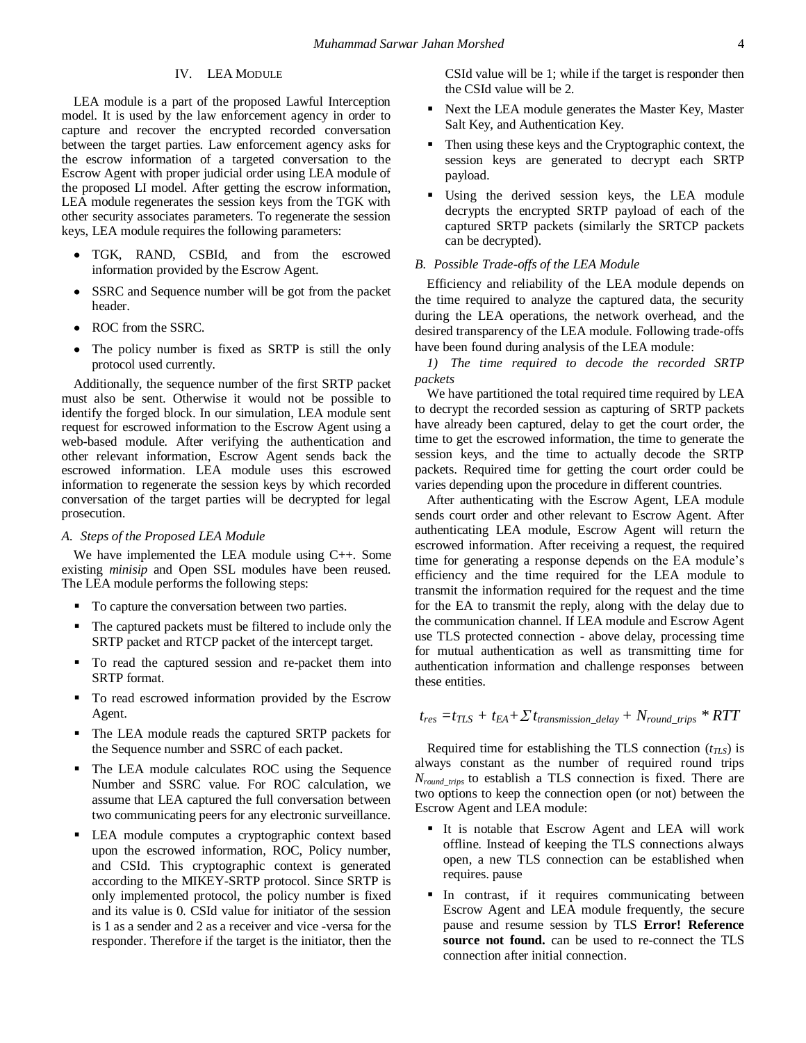## IV. LEA Module

LEA module is a part of the proposed Lawful Interception model. It is used by the law enforcement agency in order to capture and recover the encrypted recorded conversation between the target parties. Law enforcement agency asks for the escrow information of a targeted conversation to the Escrow Agent with proper judicial order using LEA module of the proposed LI model. After getting the escrow information, LEA module regenerates the session keys from the TGK with other security associates parameters. To regenerate the session keys, LEA module requires the following parameters:

- TGK, RAND, CSBId, and from the escrowed information provided by the Escrow Agent.
- SSRC and Sequence number will be got from the packet header.
- ROC from the SSRC.
- The policy number is fixed as SRTP is still the only protocol used currently.

Additionally, the sequence number of the first SRTP packet must also be sent. Otherwise it would not be possible to identify the forged block. In our simulation, LEA module sent request for escrowed information to the Escrow Agent using a web-based module. After verifying the authentication and other relevant information, Escrow Agent sends back the escrowed information. LEA module uses this escrowed information to regenerate the session keys by which recorded conversation of the target parties will be decrypted for legal prosecution.

### A. Steps of the Proposed LEA Module

We have implemented the LEA module using C++. Some existing *minisip* and Open SSL modules have been reused. The LEA module performs the following steps:

- To capture the conversation between two parties.
- The captured packets must be filtered to include only the SRTP packet and RTCP packet of the intercept target.
- To read the captured session and re-packet them into SRTP format.
- To read escrowed information provided by the Escrow Agent.
- The LEA module reads the captured SRTP packets for the Sequence number and SSRC of each packet.
- The LEA module calculates ROC using the Sequence Number and SSRC value. For ROC calculation, we assume that LEA captured the full conversation between two communicating peers for any electronic surveillance.
- LEA module computes a cryptographic context based upon the escrowed information, ROC, Policy number, and CSId. This cryptographic context is generated according to the MIKEY-SRTP protocol. Since SRTP is only implemented protocol, the policy number is fixed and its value is 0. CSId value for initiator of the session is 1 as a sender and 2 as a receiver and vice -versa for the responder. Therefore if the target is the initiator, then the CSId value will be 1; while if the target is responder then the CSId value will be 2.
- Next the LEA module generates the Master Key, Master Salt Key, and Authentication Key.
- Then using these keys and the Cryptographic context, the session keys are generated to decrypt each SRTP payload.
- Using the derived session keys, the LEA module decrypts the encrypted SRTP payload of each of the captured SRTP packets (similarly the SRTCP packets can be decrypted).

### B. Possible Trade-offs of the LEA Module

Efficiency and reliability of the LEA module depends on the time required to analyze the captured data, the security during the LEA operations, the network overhead, and the desired transparency of the LEA module. Following trade-offs have been found during analysis of the LEA module:

*1) The time required to decode the recorded SRTP packets*

We have partitioned the total required time required by LEA to decrypt the recorded session as capturing of SRTP packets have already been captured, delay to get the court order, the time to get the escrowed information, the time to generate the session keys, and the time to actually decode the SRTP packets. Required time for getting the court order could be varies depending upon the procedure in different countries.

After authenticating with the Escrow Agent, LEA module sends court order and other relevant to Escrow Agent. After authenticating LEA module, Escrow Agent will return the escrowed information. After receiving a request, the required time for generating a response depends on the EA module's efficiency and the time required for the LEA module to transmit the information required for the request and the time for the EA to transmit the reply, along with the delay due to the communication channel. If LEA module and Escrow Agent use TLS protected connection - above delay, processing time for mutual authentication as well as transmitting time for authentication information and challenge responses between these entities.

$$t_{res} = t_{TLS} + t_{EA} + \Sigma\, t_{transmission\_delay} + N_{round\_trips} * RTT$$

Required time for establishing the TLS connection ($t_{TLS}$) is always constant as the number of required round trips $N_{round\_trips}$ to establish a TLS connection is fixed. There are two options to keep the connection open (or not) between the Escrow Agent and LEA module:

- It is notable that Escrow Agent and LEA will work offline. Instead of keeping the TLS connections always open, a new TLS connection can be established when requires. pause
- In contrast, if it requires communicating between Escrow Agent and LEA module frequently, the secure pause and resume session by TLS **Error! Reference source not found.** can be used to re-connect the TLS connection after initial connection.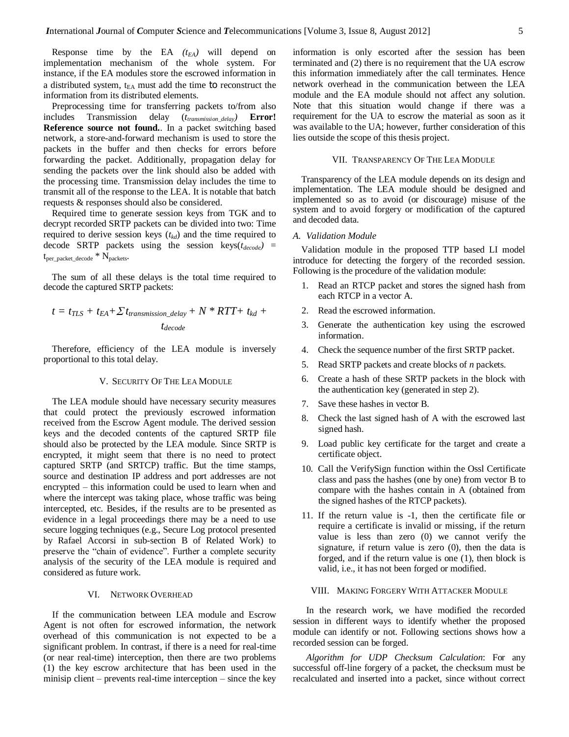Response time by the EA *($t_{EA}$)* will depend on implementation mechanism of the whole system. For instance, if the EA modules store the escrowed information in a distributed system, $t_{EA}$ must add the time to reconstruct the information from its distributed elements.

Preprocessing time for transferring packets to/from also includes Transmission delay ($t_{transmission\_delay}$) **Error! Reference source not found.**. In a packet switching based network, a store-and-forward mechanism is used to store the packets in the buffer and then checks for errors before forwarding the packet. Additionally, propagation delay for sending the packets over the link should also be added with the processing time. Transmission delay includes the time to transmit all of the response to the LEA. It is notable that batch requests & responses should also be considered.

Required time to generate session keys from TGK and to decrypt recorded SRTP packets can be divided into two: Time required to derive session keys ($t_{kd}$) and the time required to decode SRTP packets using the session keys($t_{decode}$) = $t_{per\_packet\_decode} * N_{packets}$.

The sum of all these delays is the total time required to decode the captured SRTP packets:

$$t = t_{TLS} + t_{EA} + \Sigma\, t_{transmission\_delay} + N * RTT + t_{kd} + t_{decode}$$

Therefore, efficiency of the LEA module is inversely proportional to this total delay.

## V. Security Of The Lea Module

The LEA module should have necessary security measures that could protect the previously escrowed information received from the Escrow Agent module. The derived session keys and the decoded contents of the captured SRTP file should also be protected by the LEA module. Since SRTP is encrypted, it might seem that there is no need to protect captured SRTP (and SRTCP) traffic. But the time stamps, source and destination IP address and port addresses are not encrypted – this information could be used to learn when and where the intercept was taking place, whose traffic was being intercepted, etc. Besides, if the results are to be presented as evidence in a legal proceedings there may be a need to use secure logging techniques (e.g., Secure Log protocol presented by Rafael Accorsi in sub-section B of Related Work) to preserve the "chain of evidence". Further a complete security analysis of the security of the LEA module is required and considered as future work.

## VI. Network Overhead

If the communication between LEA module and Escrow Agent is not often for escrowed information, the network overhead of this communication is not expected to be a significant problem. In contrast, if there is a need for real-time (or near real-time) interception, then there are two problems (1) the key escrow architecture that has been used in the minisip client – prevents real-time interception – since the key information is only escorted after the session has been terminated and (2) there is no requirement that the UA escrow this information immediately after the call terminates. Hence network overhead in the communication between the LEA module and the EA module should not affect any solution. Note that this situation would change if there was a requirement for the UA to escrow the material as soon as it was available to the UA; however, further consideration of this lies outside the scope of this thesis project.

## VII. Transparency Of The Lea Module

Transparency of the LEA module depends on its design and implementation. The LEA module should be designed and implemented so as to avoid (or discourage) misuse of the system and to avoid forgery or modification of the captured and decoded data.

### A. Validation Module

Validation module in the proposed TTP based LI model introduce for detecting the forgery of the recorded session. Following is the procedure of the validation module:

1. Read an RTCP packet and stores the signed hash from each RTCP in a vector A.
2. Read the escrowed information.
3. Generate the authentication key using the escrowed information.
4. Check the sequence number of the first SRTP packet.
5. Read SRTP packets and create blocks of *n* packets.
6. Create a hash of these SRTP packets in the block with the authentication key (generated in step 2).
7. Save these hashes in vector B.
8. Check the last signed hash of A with the escrowed last signed hash.
9. Load public key certificate for the target and create a certificate object.
10. Call the VerifySign function within the Ossl Certificate class and pass the hashes (one by one) from vector B to compare with the hashes contain in A (obtained from the signed hashes of the RTCP packets).
11. If the return value is -1, then the certificate file or require a certificate is invalid or missing, if the return value is less than zero (0) we cannot verify the signature, if return value is zero (0), then the data is forged, and if the return value is one (1), then block is valid, i.e., it has not been forged or modified.

## VIII. Making Forgery With Attacker Module

In the research work, we have modified the recorded session in different ways to identify whether the proposed module can identify or not. Following sections shows how a recorded session can be forged.

*Algorithm for UDP Checksum Calculation*: For any successful off-line forgery of a packet, the checksum must be recalculated and inserted into a packet, since without correct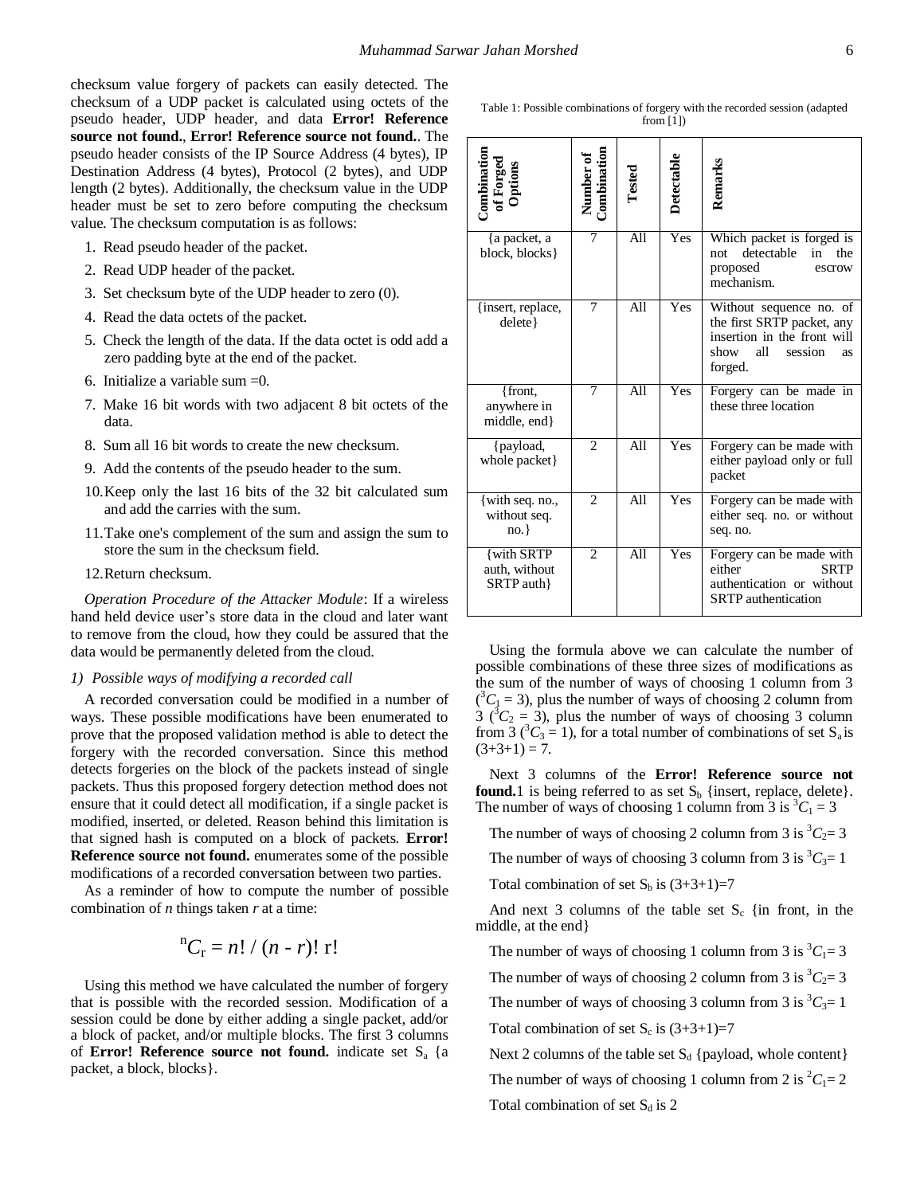checksum value forgery of packets can easily detected. The checksum of a UDP packet is calculated using octets of the pseudo header, UDP header, and data **Error! Reference source not found.**, **Error! Reference source not found.**. The pseudo header consists of the IP Source Address (4 bytes), IP Destination Address (4 bytes), Protocol (2 bytes), and UDP length (2 bytes). Additionally, the checksum value in the UDP header must be set to zero before computing the checksum value. The checksum computation is as follows:

1. Read pseudo header of the packet.
2. Read UDP header of the packet.
3. Set checksum byte of the UDP header to zero (0).
4. Read the data octets of the packet.
5. Check the length of the data. If the data octet is odd add a zero padding byte at the end of the packet.
6. Initialize a variable sum =0.
7. Make 16 bit words with two adjacent 8 bit octets of the data.
8. Sum all 16 bit words to create the new checksum.
9. Add the contents of the pseudo header to the sum.
10. Keep only the last 16 bits of the 32 bit calculated sum and add the carries with the sum.
11. Take one's complement of the sum and assign the sum to store the sum in the checksum field.
12. Return checksum.

*Operation Procedure of the Attacker Module*: If a wireless hand held device user's store data in the cloud and later want to remove from the cloud, how they could be assured that the data would be permanently deleted from the cloud.

*1) Possible ways of modifying a recorded call*

A recorded conversation could be modified in a number of ways. These possible modifications have been enumerated to prove that the proposed validation method is able to detect the forgery with the recorded conversation. Since this method detects forgeries on the block of the packets instead of single packets. Thus this proposed forgery detection method does not ensure that it could detect all modification, if a single packet is modified, inserted, or deleted. Reason behind this limitation is that signed hash is computed on a block of packets. **Error! Reference source not found.** enumerates some of the possible modifications of a recorded conversation between two parties.

As a reminder of how to compute the number of possible combination of *n* things taken *r* at a time:

$$^{n}C_{r} = n! \,/\, (n - r)!\, r!$$

Using this method we have calculated the number of forgery that is possible with the recorded session. Modification of a session could be done by either adding a single packet, add/or a block of packet, and/or multiple blocks. The first 3 columns of **Error! Reference source not found.** indicate set $S_a$ {a packet, a block, blocks}.

Table 1: Possible combinations of forgery with the recorded session (adapted from [1])

| Combination of Forged Options | Number of Combination | Tested | Detectable | Remarks |
|---|---|---|---|---|
| {a packet, a block, blocks} | 7 | All | Yes | Which packet is forged is not detectable in the proposed escrow mechanism. |
| {insert, replace, delete} | 7 | All | Yes | Without sequence no. of the first SRTP packet, any insertion in the front will show all session as forged. |
| {front, anywhere in middle, end} | 7 | All | Yes | Forgery can be made in these three location |
| {payload, whole packet} | 2 | All | Yes | Forgery can be made with either payload only or full packet |
| {with seq. no., without seq. no.} | 2 | All | Yes | Forgery can be made with either seq. no. or without seq. no. |
| {with SRTP auth, without SRTP auth} | 2 | All | Yes | Forgery can be made with either SRTP authentication or without SRTP authentication |

Using the formula above we can calculate the number of possible combinations of these three sizes of modifications as the sum of the number of ways of choosing 1 column from 3 ($^3C_1 = 3$), plus the number of ways of choosing 2 column from 3 ($^3C_2 = 3$), plus the number of ways of choosing 3 column from 3 ($^3C_3 = 1$), for a total number of combinations of set $S_a$ is $(3+3+1) = 7$.

Next 3 columns of the **Error! Reference source not found.**1 is being referred to as set $S_b$ {insert, replace, delete}. The number of ways of choosing 1 column from 3 is $^3C_1 = 3$

The number of ways of choosing 2 column from 3 is $^3C_2 = 3$

The number of ways of choosing 3 column from 3 is $^3C_3 = 1$

Total combination of set $S_b$ is $(3+3+1)=7$

And next 3 columns of the table set $S_c$ {in front, in the middle, at the end}

The number of ways of choosing 1 column from 3 is $^3C_1 = 3$

The number of ways of choosing 2 column from 3 is $^3C_2 = 3$

The number of ways of choosing 3 column from 3 is $^3C_3 = 1$

Total combination of set $S_c$ is $(3+3+1)=7$

Next 2 columns of the table set $S_d$ {payload, whole content}

The number of ways of choosing 1 column from 2 is $^2C_1 = 2$

Total combination of set $S_d$ is 2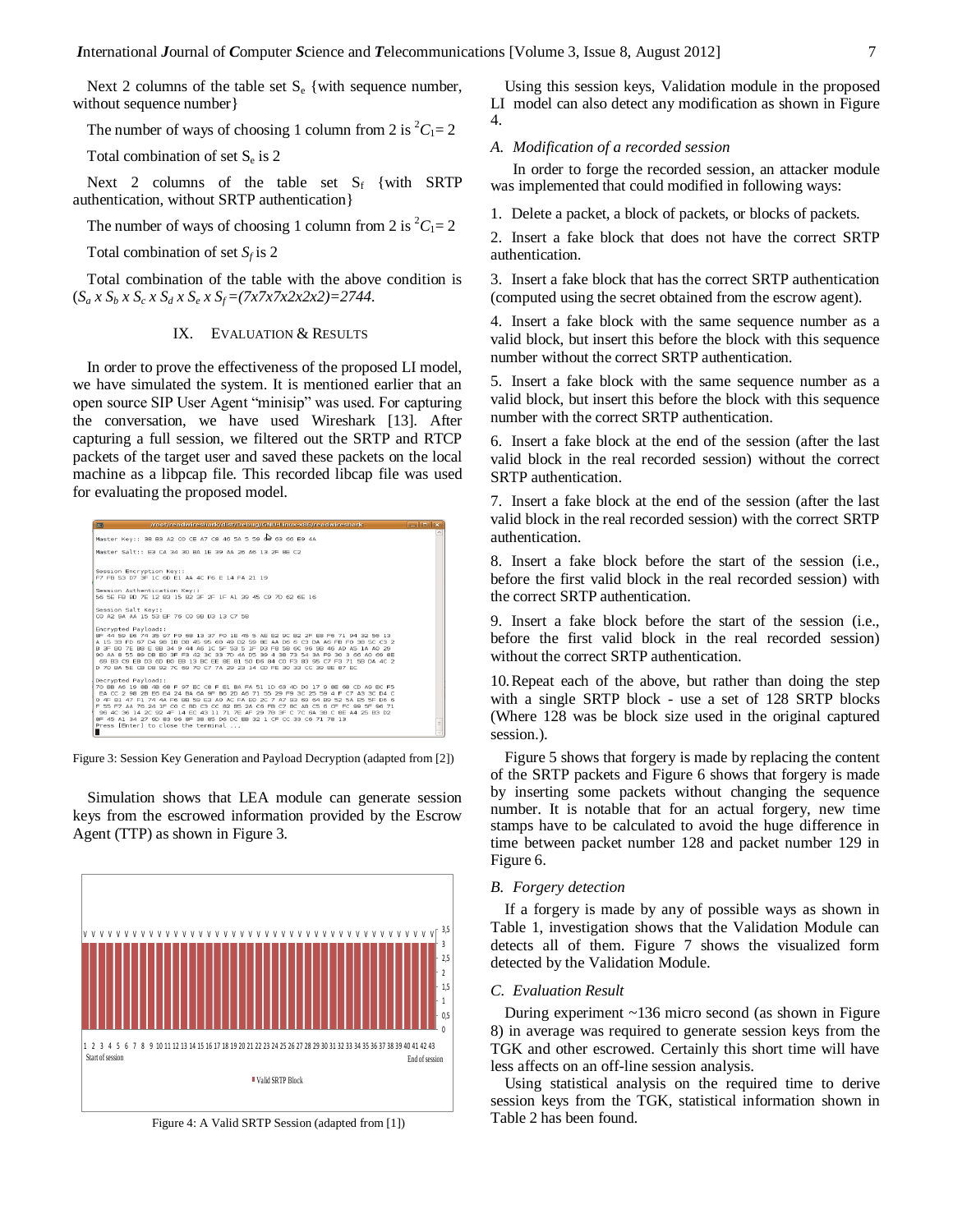Next 2 columns of the table set $S_e$ {with sequence number, without sequence number}

The number of ways of choosing 1 column from 2 is ${}^{2}C_1 = 2$

Total combination of set $S_e$ is 2

Next 2 columns of the table set $S_f$ {with SRTP authentication, without SRTP authentication}

The number of ways of choosing 1 column from 2 is ${}^{2}C_1 = 2$

Total combination of set $S_f$ is 2

Total combination of the table with the above condition is ($S_a \times S_b \times S_c \times S_d \times S_e \times S_f = (7 \times 7 \times 7 \times 2 \times 2 \times 2) = 2744$.

## IX. Evaluation & Results

In order to prove the effectiveness of the proposed LI model, we have simulated the system. It is mentioned earlier that an open source SIP User Agent "minisip" was used. For capturing the conversation, we have used Wireshark [13]. After capturing a full session, we filtered out the SRTP and RTCP packets of the target user and saved these packets on the local machine as a libpcap file. This recorded libcap file was used for evaluating the proposed model.

Figure 3: Session Key Generation and Payload Decryption (adapted from [2])

Simulation shows that LEA module can generate session keys from the escrowed information provided by the Escrow Agent (TTP) as shown in Figure 3.

Figure 4: A Valid SRTP Session (adapted from [1])

Using this session keys, Validation module in the proposed LI model can also detect any modification as shown in Figure 4.

### A. Modification of a recorded session

In order to forge the recorded session, an attacker module was implemented that could modified in following ways:

1. Delete a packet, a block of packets, or blocks of packets.

2. Insert a fake block that does not have the correct SRTP authentication.

3. Insert a fake block that has the correct SRTP authentication (computed using the secret obtained from the escrow agent).

4. Insert a fake block with the same sequence number as a valid block, but insert this before the block with this sequence number without the correct SRTP authentication.

5. Insert a fake block with the same sequence number as a valid block, but insert this before the block with this sequence number with the correct SRTP authentication.

6. Insert a fake block at the end of the session (after the last valid block in the real recorded session) without the correct SRTP authentication.

7. Insert a fake block at the end of the session (after the last valid block in the real recorded session) with the correct SRTP authentication.

8. Insert a fake block before the start of the session (i.e., before the first valid block in the real recorded session) with the correct SRTP authentication.

9. Insert a fake block before the start of the session (i.e., before the first valid block in the real recorded session) without the correct SRTP authentication.

10. Repeat each of the above, but rather than doing the step with a single SRTP block - use a set of 128 SRTP blocks (Where 128 was be block size used in the original captured session.).

Figure 5 shows that forgery is made by replacing the content of the SRTP packets and Figure 6 shows that forgery is made by inserting some packets without changing the sequence number. It is notable that for an actual forgery, new time stamps have to be calculated to avoid the huge difference in time between packet number 128 and packet number 129 in Figure 6.

### B. Forgery detection

If a forgery is made by any of possible ways as shown in Table 1, investigation shows that the Validation Module can detects all of them. Figure 7 shows the visualized form detected by the Validation Module.

### C. Evaluation Result

During experiment ~136 micro second (as shown in Figure 8) in average was required to generate session keys from the TGK and other escrowed. Certainly this short time will have less affects on an off-line session analysis.

Using statistical analysis on the required time to derive session keys from the TGK, statistical information shown in Table 2 has been found.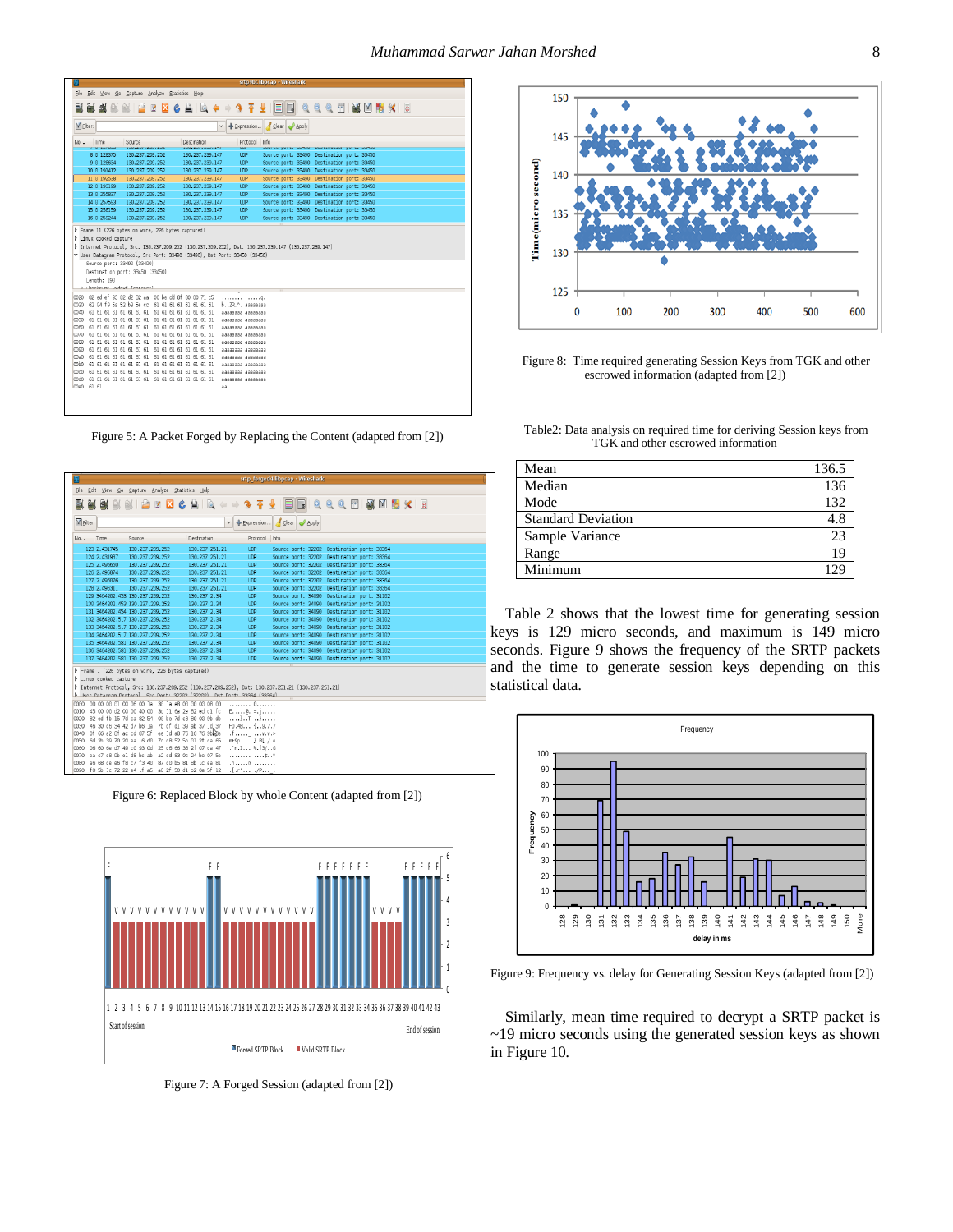Figure 5: A Packet Forged by Replacing the Content (adapted from [2])

Figure 6: Replaced Block by whole Content (adapted from [2])

Figure 7: A Forged Session (adapted from [2])

Figure 8: Time required generating Session Keys from TGK and other escrowed information (adapted from [2])

Table2: Data analysis on required time for deriving Session keys from TGK and other escrowed information

| | |
|---|---|
| Mean | 136.5 |
| Median | 136 |
| Mode | 132 |
| Standard Deviation | 4.8 |
| Sample Variance | 23 |
| Range | 19 |
| Minimum | 129 |

Table 2 shows that the lowest time for generating session keys is 129 micro seconds, and maximum is 149 micro seconds. Figure 9 shows the frequency of the SRTP packets and the time to generate session keys depending on this statistical data.

Figure 9: Frequency vs. delay for Generating Session Keys (adapted from [2])

Similarly, mean time required to decrypt a SRTP packet is ~19 micro seconds using the generated session keys as shown in Figure 10.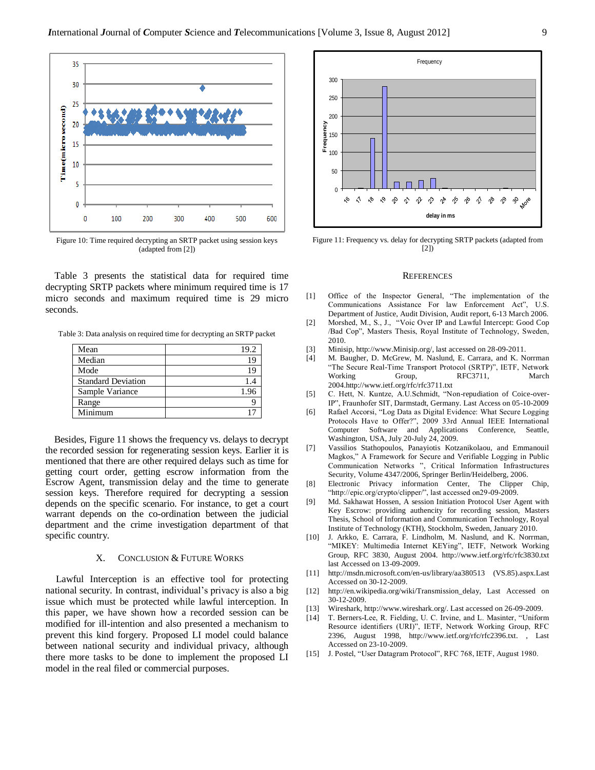35
30
25
20
15
10
5
0
0 100 200 300 400 500 600
Time(micro second)

Figure 10: Time required decrypting an SRTP packet using session keys (adapted from [2])

Table 3 presents the statistical data for required time decrypting SRTP packets where minimum required time is 17 micro seconds and maximum required time is 29 micro seconds.

Table 3: Data analysis on required time for decrypting an SRTP packet

| | |
|---|---|
| Mean | 19.2 |
| Median | 19 |
| Mode | 19 |
| Standard Deviation | 1.4 |
| Sample Variance | 1.96 |
| Range | 9 |
| Minimum | 17 |

Besides, Figure 11 shows the frequency vs. delays to decrypt the recorded session for regenerating session keys. Earlier it is mentioned that there are other required delays such as time for getting court order, getting escrow information from the Escrow Agent, transmission delay and the time to generate session keys. Therefore required for decrypting a session depends on the specific scenario. For instance, to get a court warrant depends on the co-ordination between the judicial department and the crime investigation department of that specific country.

## X. Conclusion & Future Works

Lawful Interception is an effective tool for protecting national security. In contrast, individual's privacy is also a big issue which must be protected while lawful interception. In this paper, we have shown how a recorded session can be modified for ill-intention and also presented a mechanism to prevent this kind forgery. Proposed LI model could balance between national security and individual privacy, although there more tasks to be done to implement the proposed LI model in the real filed or commercial purposes.

Frequency
300
250
200
150
100
50
0
Frequency
16 17 18 19 20 21 22 23 24 25 26 27 28 29 30 More
delay in ms

Figure 11: Frequency vs. delay for decrypting SRTP packets (adapted from [2])

## References

[1] Office of the Inspector General, "The implementation of the Communications Assistance For law Enforcement Act", U.S. Department of Justice, Audit Division, Audit report, 6-13 March 2006.

[2] Morshed, M., S., J., "Voic Over IP and Lawful Intercept: Good Cop /Bad Cop", Masters Thesis, Royal Institute of Technology, Sweden, 2010.

[3] Minisip, http://www.Minisip.org/, last accessed on 28-09-2011.

[4] M. Baugher, D. McGrew, M. Naslund, E. Carrara, and K. Norrman "The Secure Real-Time Transport Protocol (SRTP)", IETF, Network Working Group, RFC3711, March 2004.http://www.ietf.org/rfc/rfc3711.txt

[5] C. Hett, N. Kuntze, A.U.Schmidt, "Non-repudiation of Coice-over-IP", Fraunhofer SIT, Darmstadt, Germany. Last Access on 05-10-2009

[6] Rafael Accorsi, "Log Data as Digital Evidence: What Secure Logging Protocols Have to Offer?", 2009 33rd Annual IEEE International Computer Software and Applications Conference, Seattle, Washington, USA, July 20-July 24, 2009.

[7] Vassilios Stathopoulos, Panayiotis Kotzanikolaou, and Emmanouil Magkos," A Framework for Secure and Verifiable Logging in Public Communication Networks ", Critical Information Infrastructures Security, Volume 4347/2006, Springer Berlin/Heidelberg, 2006.

[8] Electronic Privacy information Center, The Clipper Chip, "http://epic.org/crypto/clipper/", last accessed on29-09-2009.

[9] Md. Sakhawat Hossen, A session Initiation Protocol User Agent with Key Escrow: providing authencity for recording session, Masters Thesis, School of Information and Communication Technology, Royal Institute of Technology (KTH), Stockholm, Sweden, January 2010.

[10] J. Arkko, E. Carrara, F. Lindholm, M. Naslund, and K. Norrman, "MIKEY: Multimedia Internet KEYing", IETF, Network Working Group, RFC 3830, August 2004. http://www.ietf.org/rfc/rfc3830.txt last Accessed on 13-09-2009.

[11] http://msdn.microsoft.com/en-us/library/aa380513 (VS.85).aspx.Last Accessed on 30-12-2009.

[12] http://en.wikipedia.org/wiki/Transmission_delay, Last Accessed on 30-12-2009.

[13] Wireshark, http://www.wireshark.org/. Last accessed on 26-09-2009.

[14] T. Berners-Lee, R. Fielding, U. C. Irvine, and L. Masinter, "Uniform Resource identifiers (URI)", IETF, Network Working Group, RFC 2396, August 1998, http://www.ietf.org/rfc/rfc2396.txt. , Last Accessed on 23-10-2009.

[15] J. Postel, "User Datagram Protocol", RFC 768, IETF, August 1980.